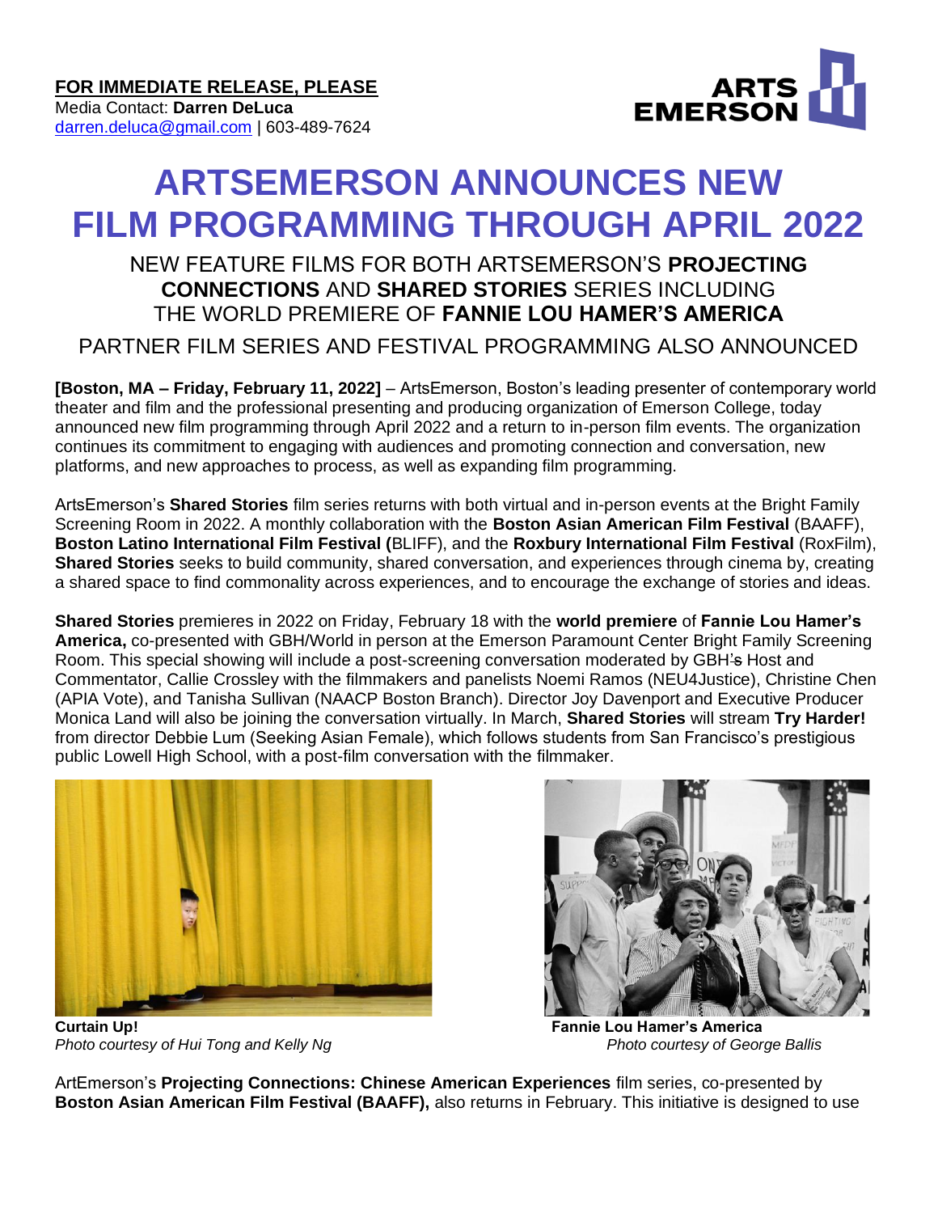**FOR IMMEDIATE RELEASE, PLEASE**
Media Contact: **Darren DeLuca**
darren.deluca@gmail.com | 603-489-7624

ARTS EMERSON

# ARTSEMERSON ANNOUNCES NEW FILM PROGRAMMING THROUGH APRIL 2022

## NEW FEATURE FILMS FOR BOTH ARTSEMERSON'S **PROJECTING CONNECTIONS** AND **SHARED STORIES** SERIES INCLUDING THE WORLD PREMIERE OF **FANNIE LOU HAMER'S AMERICA**

## PARTNER FILM SERIES AND FESTIVAL PROGRAMMING ALSO ANNOUNCED

**[Boston, MA – Friday, February 11, 2022]** – ArtsEmerson, Boston's leading presenter of contemporary world theater and film and the professional presenting and producing organization of Emerson College, today announced new film programming through April 2022 and a return to in-person film events. The organization continues its commitment to engaging with audiences and promoting connection and conversation, new platforms, and new approaches to process, as well as expanding film programming.

ArtsEmerson's **Shared Stories** film series returns with both virtual and in-person events at the Bright Family Screening Room in 2022. A monthly collaboration with the **Boston Asian American Film Festival** (BAAFF), **Boston Latino International Film Festival (**BLIFF), and the **Roxbury International Film Festival** (RoxFilm), **Shared Stories** seeks to build community, shared conversation, and experiences through cinema by, creating a shared space to find commonality across experiences, and to encourage the exchange of stories and ideas.

**Shared Stories** premieres in 2022 on Friday, February 18 with the **world premiere** of **Fannie Lou Hamer's America,** co-presented with GBH/World in person at the Emerson Paramount Center Bright Family Screening Room. This special showing will include a post-screening conversation moderated by GBH's Host and Commentator, Callie Crossley with the filmmakers and panelists Noemi Ramos (NEU4Justice), Christine Chen (APIA Vote), and Tanisha Sullivan (NAACP Boston Branch). Director Joy Davenport and Executive Producer Monica Land will also be joining the conversation virtually. In March, **Shared Stories** will stream **Try Harder!** from director Debbie Lum (Seeking Asian Female), which follows students from San Francisco's prestigious public Lowell High School, with a post-film conversation with the filmmaker.

**Curtain Up!**
*Photo courtesy of Hui Tong and Kelly Ng*

**Fannie Lou Hamer's America**
*Photo courtesy of George Ballis*

ArtEmerson's **Projecting Connections: Chinese American Experiences** film series, co-presented by **Boston Asian American Film Festival (BAAFF),** also returns in February. This initiative is designed to use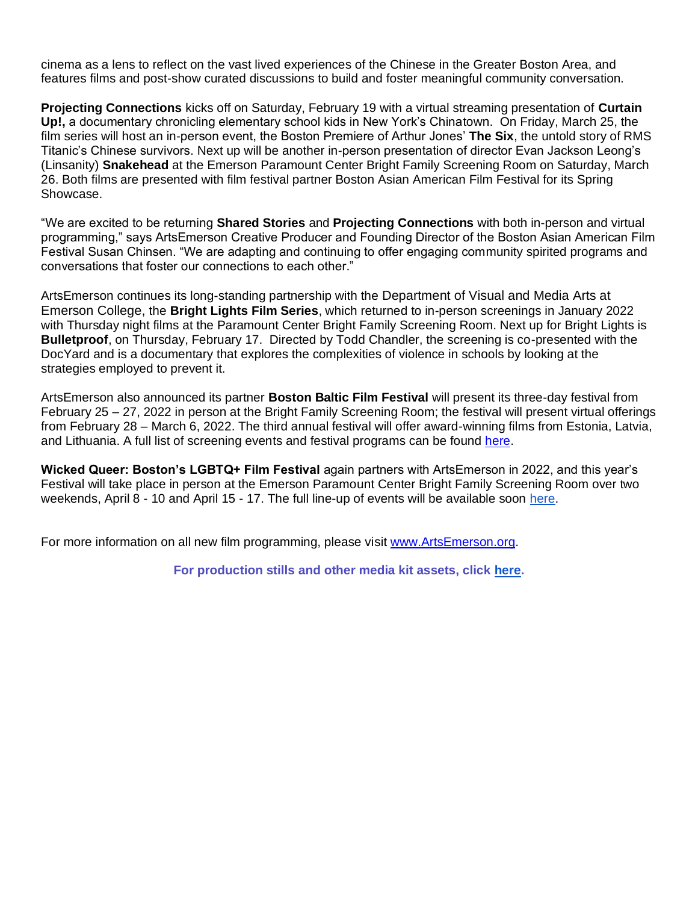cinema as a lens to reflect on the vast lived experiences of the Chinese in the Greater Boston Area, and features films and post-show curated discussions to build and foster meaningful community conversation.

**Projecting Connections** kicks off on Saturday, February 19 with a virtual streaming presentation of **Curtain Up!,** a documentary chronicling elementary school kids in New York's Chinatown. On Friday, March 25, the film series will host an in-person event, the Boston Premiere of Arthur Jones' **The Six**, the untold story of RMS Titanic's Chinese survivors. Next up will be another in-person presentation of director Evan Jackson Leong's (Linsanity) **Snakehead** at the Emerson Paramount Center Bright Family Screening Room on Saturday, March 26. Both films are presented with film festival partner Boston Asian American Film Festival for its Spring Showcase.

"We are excited to be returning **Shared Stories** and **Projecting Connections** with both in-person and virtual programming," says ArtsEmerson Creative Producer and Founding Director of the Boston Asian American Film Festival Susan Chinsen. "We are adapting and continuing to offer engaging community spirited programs and conversations that foster our connections to each other."

ArtsEmerson continues its long-standing partnership with the Department of Visual and Media Arts at Emerson College, the **Bright Lights Film Series**, which returned to in-person screenings in January 2022 with Thursday night films at the Paramount Center Bright Family Screening Room. Next up for Bright Lights is **Bulletproof**, on Thursday, February 17. Directed by Todd Chandler, the screening is co-presented with the DocYard and is a documentary that explores the complexities of violence in schools by looking at the strategies employed to prevent it.

ArtsEmerson also announced its partner **Boston Baltic Film Festival** will present its three-day festival from February 25 – 27, 2022 in person at the Bright Family Screening Room; the festival will present virtual offerings from February 28 – March 6, 2022. The third annual festival will offer award-winning films from Estonia, Latvia, and Lithuania. A full list of screening events and festival programs can be found here.

**Wicked Queer: Boston's LGBTQ+ Film Festival** again partners with ArtsEmerson in 2022, and this year's Festival will take place in person at the Emerson Paramount Center Bright Family Screening Room over two weekends, April 8 - 10 and April 15 - 17. The full line-up of events will be available soon here.

For more information on all new film programming, please visit www.ArtsEmerson.org.

**For production stills and other media kit assets, click here.**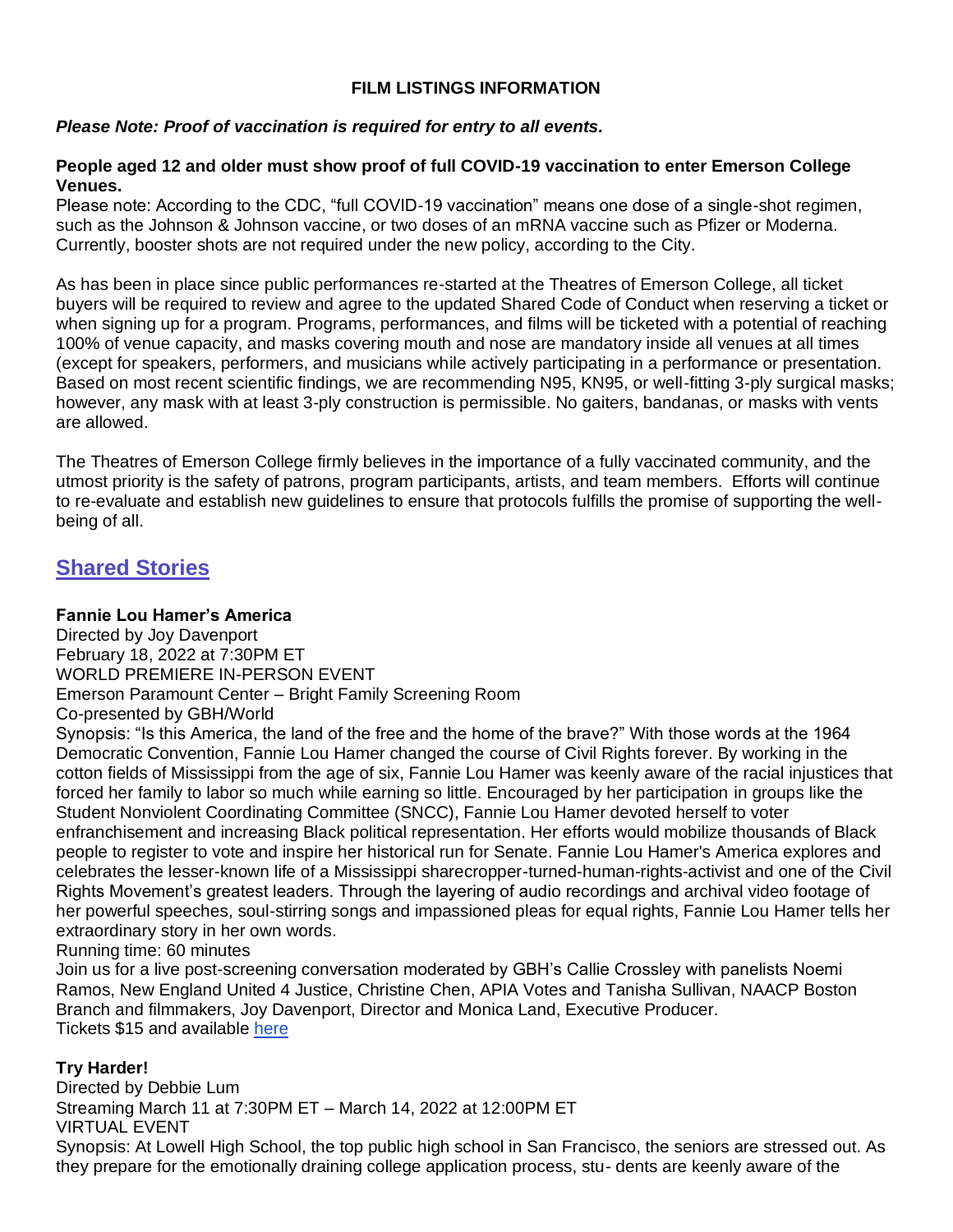**FILM LISTINGS INFORMATION**

***Please Note: Proof of vaccination is required for entry to all events.***

**People aged 12 and older must show proof of full COVID-19 vaccination to enter Emerson College Venues.**
Please note: According to the CDC, "full COVID-19 vaccination" means one dose of a single-shot regimen, such as the Johnson & Johnson vaccine, or two doses of an mRNA vaccine such as Pfizer or Moderna. Currently, booster shots are not required under the new policy, according to the City.

As has been in place since public performances re-started at the Theatres of Emerson College, all ticket buyers will be required to review and agree to the updated Shared Code of Conduct when reserving a ticket or when signing up for a program. Programs, performances, and films will be ticketed with a potential of reaching 100% of venue capacity, and masks covering mouth and nose are mandatory inside all venues at all times (except for speakers, performers, and musicians while actively participating in a performance or presentation. Based on most recent scientific findings, we are recommending N95, KN95, or well-fitting 3-ply surgical masks; however, any mask with at least 3-ply construction is permissible. No gaiters, bandanas, or masks with vents are allowed.

The Theatres of Emerson College firmly believes in the importance of a fully vaccinated community, and the utmost priority is the safety of patrons, program participants, artists, and team members. Efforts will continue to re-evaluate and establish new guidelines to ensure that protocols fulfills the promise of supporting the well-being of all.

## Shared Stories

**Fannie Lou Hamer's America**
Directed by Joy Davenport
February 18, 2022 at 7:30PM ET
WORLD PREMIERE IN-PERSON EVENT
Emerson Paramount Center – Bright Family Screening Room
Co-presented by GBH/World
Synopsis: "Is this America, the land of the free and the home of the brave?" With those words at the 1964 Democratic Convention, Fannie Lou Hamer changed the course of Civil Rights forever. By working in the cotton fields of Mississippi from the age of six, Fannie Lou Hamer was keenly aware of the racial injustices that forced her family to labor so much while earning so little. Encouraged by her participation in groups like the Student Nonviolent Coordinating Committee (SNCC), Fannie Lou Hamer devoted herself to voter enfranchisement and increasing Black political representation. Her efforts would mobilize thousands of Black people to register to vote and inspire her historical run for Senate. Fannie Lou Hamer's America explores and celebrates the lesser-known life of a Mississippi sharecropper-turned-human-rights-activist and one of the Civil Rights Movement's greatest leaders. Through the layering of audio recordings and archival video footage of her powerful speeches, soul-stirring songs and impassioned pleas for equal rights, Fannie Lou Hamer tells her extraordinary story in her own words.
Running time: 60 minutes
Join us for a live post-screening conversation moderated by GBH's Callie Crossley with panelists Noemi Ramos, New England United 4 Justice, Christine Chen, APIA Votes and Tanisha Sullivan, NAACP Boston Branch and filmmakers, Joy Davenport, Director and Monica Land, Executive Producer.
Tickets $15 and available here

**Try Harder!**
Directed by Debbie Lum
Streaming March 11 at 7:30PM ET – March 14, 2022 at 12:00PM ET
VIRTUAL EVENT
Synopsis: At Lowell High School, the top public high school in San Francisco, the seniors are stressed out. As they prepare for the emotionally draining college application process, stu- dents are keenly aware of the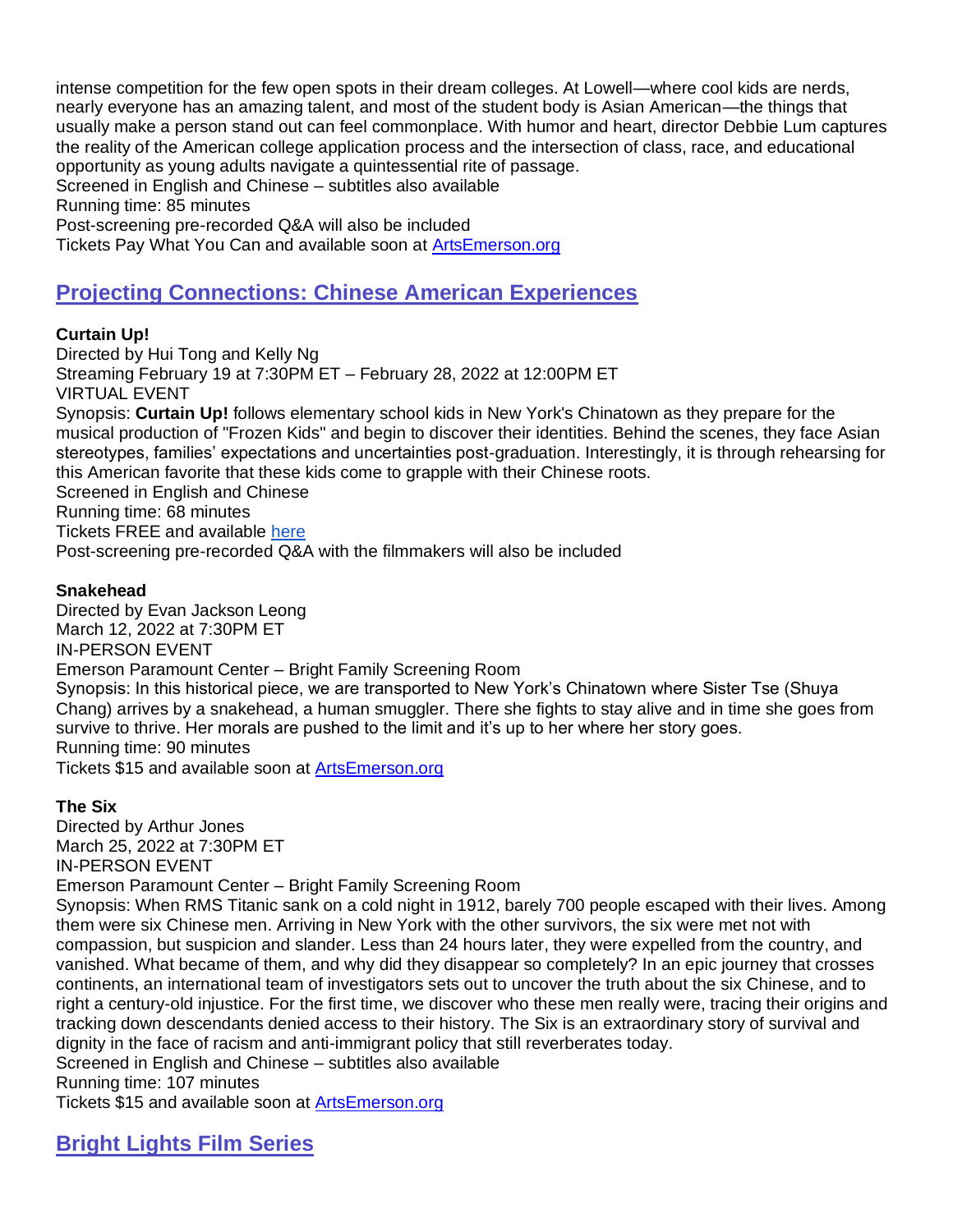intense competition for the few open spots in their dream colleges. At Lowell—where cool kids are nerds, nearly everyone has an amazing talent, and most of the student body is Asian American—the things that usually make a person stand out can feel commonplace. With humor and heart, director Debbie Lum captures the reality of the American college application process and the intersection of class, race, and educational opportunity as young adults navigate a quintessential rite of passage.
Screened in English and Chinese – subtitles also available
Running time: 85 minutes
Post-screening pre-recorded Q&A will also be included
Tickets Pay What You Can and available soon at [ArtsEmerson.org](ArtsEmerson.org)

## [Projecting Connections: Chinese American Experiences]()

**Curtain Up!**
Directed by Hui Tong and Kelly Ng
Streaming February 19 at 7:30PM ET – February 28, 2022 at 12:00PM ET
VIRTUAL EVENT
Synopsis: **Curtain Up!** follows elementary school kids in New York's Chinatown as they prepare for the musical production of "Frozen Kids" and begin to discover their identities. Behind the scenes, they face Asian stereotypes, families' expectations and uncertainties post-graduation. Interestingly, it is through rehearsing for this American favorite that these kids come to grapple with their Chinese roots.
Screened in English and Chinese
Running time: 68 minutes
Tickets FREE and available [here]()
Post-screening pre-recorded Q&A with the filmmakers will also be included

**Snakehead**
Directed by Evan Jackson Leong
March 12, 2022 at 7:30PM ET
IN-PERSON EVENT
Emerson Paramount Center – Bright Family Screening Room
Synopsis: In this historical piece, we are transported to New York's Chinatown where Sister Tse (Shuya Chang) arrives by a snakehead, a human smuggler. There she fights to stay alive and in time she goes from survive to thrive. Her morals are pushed to the limit and it's up to her where her story goes.
Running time: 90 minutes
Tickets $15 and available soon at [ArtsEmerson.org](ArtsEmerson.org)

**The Six**
Directed by Arthur Jones
March 25, 2022 at 7:30PM ET
IN-PERSON EVENT
Emerson Paramount Center – Bright Family Screening Room
Synopsis: When RMS Titanic sank on a cold night in 1912, barely 700 people escaped with their lives. Among them were six Chinese men. Arriving in New York with the other survivors, the six were met not with compassion, but suspicion and slander. Less than 24 hours later, they were expelled from the country, and vanished. What became of them, and why did they disappear so completely? In an epic journey that crosses continents, an international team of investigators sets out to uncover the truth about the six Chinese, and to right a century-old injustice. For the first time, we discover who these men really were, tracing their origins and tracking down descendants denied access to their history. The Six is an extraordinary story of survival and dignity in the face of racism and anti-immigrant policy that still reverberates today.
Screened in English and Chinese – subtitles also available
Running time: 107 minutes
Tickets $15 and available soon at [ArtsEmerson.org](ArtsEmerson.org)

## [Bright Lights Film Series]()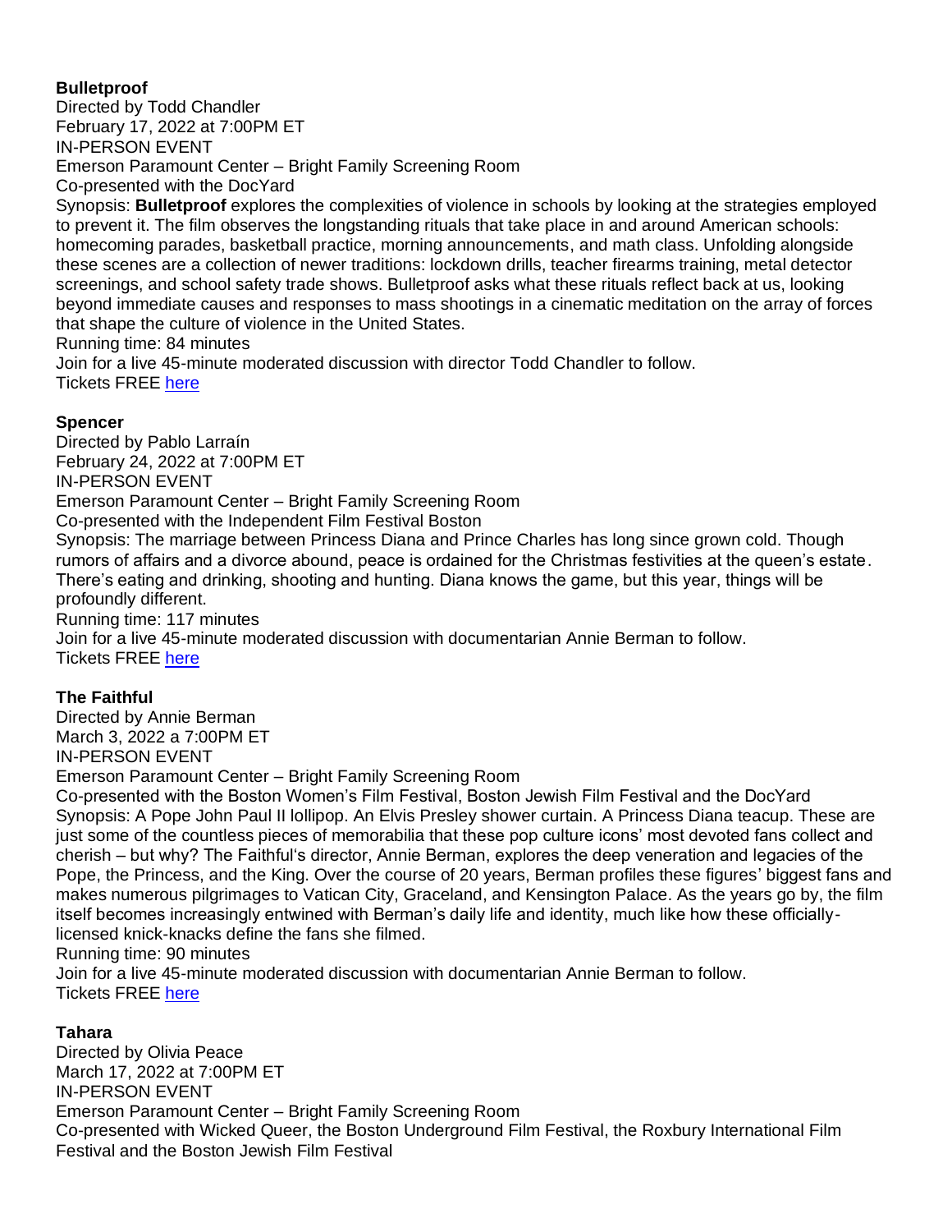**Bulletproof**
Directed by Todd Chandler
February 17, 2022 at 7:00PM ET
IN-PERSON EVENT
Emerson Paramount Center – Bright Family Screening Room
Co-presented with the DocYard
Synopsis: **Bulletproof** explores the complexities of violence in schools by looking at the strategies employed to prevent it. The film observes the longstanding rituals that take place in and around American schools: homecoming parades, basketball practice, morning announcements, and math class. Unfolding alongside these scenes are a collection of newer traditions: lockdown drills, teacher firearms training, metal detector screenings, and school safety trade shows. Bulletproof asks what these rituals reflect back at us, looking beyond immediate causes and responses to mass shootings in a cinematic meditation on the array of forces that shape the culture of violence in the United States.
Running time: 84 minutes
Join for a live 45-minute moderated discussion with director Todd Chandler to follow.
Tickets FREE [here]

**Spencer**
Directed by Pablo Larraín
February 24, 2022 at 7:00PM ET
IN-PERSON EVENT
Emerson Paramount Center – Bright Family Screening Room
Co-presented with the Independent Film Festival Boston
Synopsis: The marriage between Princess Diana and Prince Charles has long since grown cold. Though rumors of affairs and a divorce abound, peace is ordained for the Christmas festivities at the queen's estate. There's eating and drinking, shooting and hunting. Diana knows the game, but this year, things will be profoundly different.
Running time: 117 minutes
Join for a live 45-minute moderated discussion with documentarian Annie Berman to follow.
Tickets FREE [here]

**The Faithful**
Directed by Annie Berman
March 3, 2022 a 7:00PM ET
IN-PERSON EVENT
Emerson Paramount Center – Bright Family Screening Room
Co-presented with the Boston Women's Film Festival, Boston Jewish Film Festival and the DocYard
Synopsis: A Pope John Paul II lollipop. An Elvis Presley shower curtain. A Princess Diana teacup. These are just some of the countless pieces of memorabilia that these pop culture icons' most devoted fans collect and cherish – but why? The Faithful's director, Annie Berman, explores the deep veneration and legacies of the Pope, the Princess, and the King. Over the course of 20 years, Berman profiles these figures' biggest fans and makes numerous pilgrimages to Vatican City, Graceland, and Kensington Palace. As the years go by, the film itself becomes increasingly entwined with Berman's daily life and identity, much like how these officially-licensed knick-knacks define the fans she filmed.
Running time: 90 minutes
Join for a live 45-minute moderated discussion with documentarian Annie Berman to follow.
Tickets FREE [here]

**Tahara**
Directed by Olivia Peace
March 17, 2022 at 7:00PM ET
IN-PERSON EVENT
Emerson Paramount Center – Bright Family Screening Room
Co-presented with Wicked Queer, the Boston Underground Film Festival, the Roxbury International Film Festival and the Boston Jewish Film Festival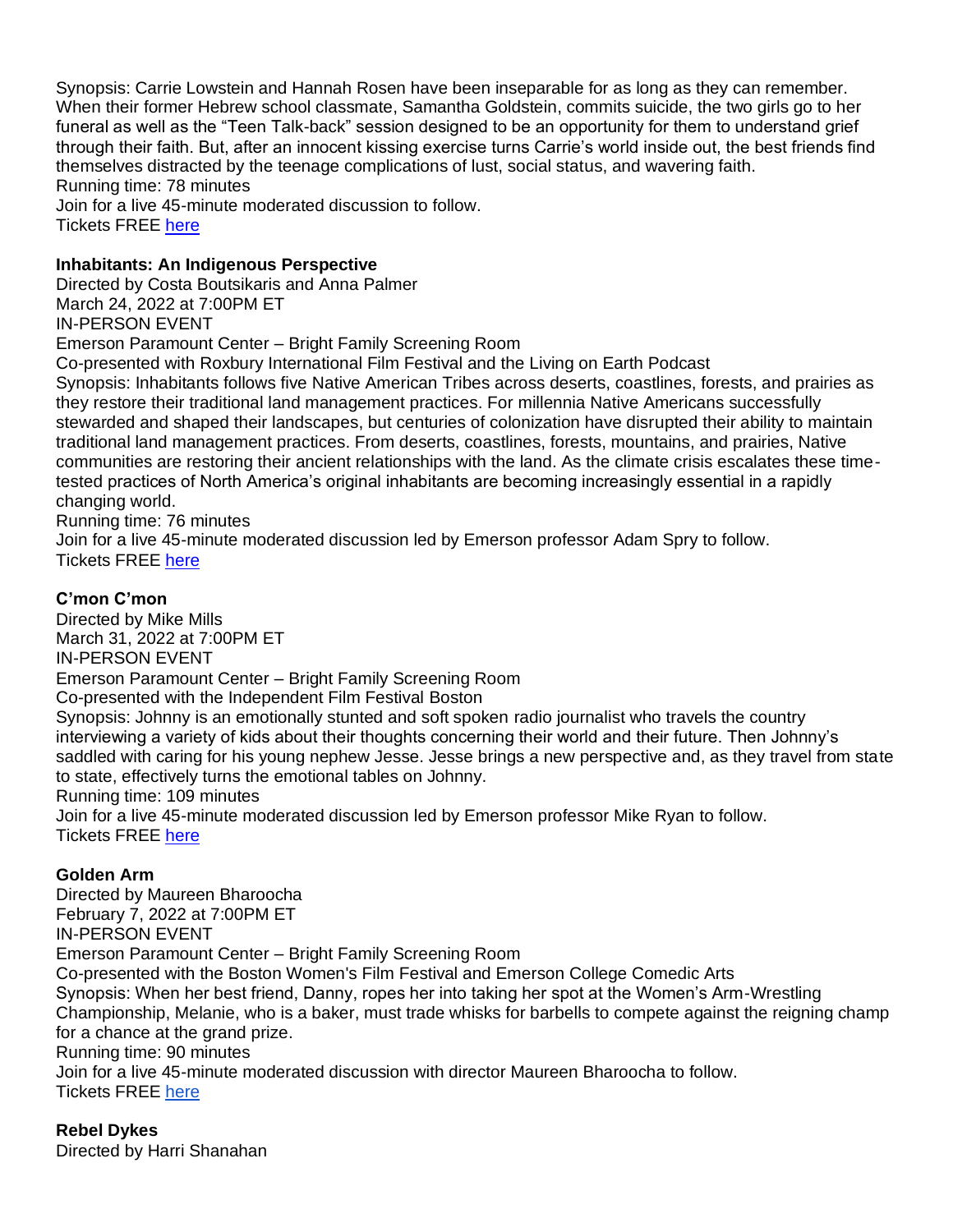Synopsis: Carrie Lowstein and Hannah Rosen have been inseparable for as long as they can remember. When their former Hebrew school classmate, Samantha Goldstein, commits suicide, the two girls go to her funeral as well as the "Teen Talk-back" session designed to be an opportunity for them to understand grief through their faith. But, after an innocent kissing exercise turns Carrie's world inside out, the best friends find themselves distracted by the teenage complications of lust, social status, and wavering faith.
Running time: 78 minutes
Join for a live 45-minute moderated discussion to follow.
Tickets FREE here

**Inhabitants: An Indigenous Perspective**
Directed by Costa Boutsikaris and Anna Palmer
March 24, 2022 at 7:00PM ET
IN-PERSON EVENT
Emerson Paramount Center – Bright Family Screening Room
Co-presented with Roxbury International Film Festival and the Living on Earth Podcast
Synopsis: Inhabitants follows five Native American Tribes across deserts, coastlines, forests, and prairies as they restore their traditional land management practices. For millennia Native Americans successfully stewarded and shaped their landscapes, but centuries of colonization have disrupted their ability to maintain traditional land management practices. From deserts, coastlines, forests, mountains, and prairies, Native communities are restoring their ancient relationships with the land. As the climate crisis escalates these time-tested practices of North America's original inhabitants are becoming increasingly essential in a rapidly changing world.
Running time: 76 minutes
Join for a live 45-minute moderated discussion led by Emerson professor Adam Spry to follow.
Tickets FREE here

**C'mon C'mon**
Directed by Mike Mills
March 31, 2022 at 7:00PM ET
IN-PERSON EVENT
Emerson Paramount Center – Bright Family Screening Room
Co-presented with the Independent Film Festival Boston
Synopsis: Johnny is an emotionally stunted and soft spoken radio journalist who travels the country interviewing a variety of kids about their thoughts concerning their world and their future. Then Johnny's saddled with caring for his young nephew Jesse. Jesse brings a new perspective and, as they travel from state to state, effectively turns the emotional tables on Johnny.
Running time: 109 minutes
Join for a live 45-minute moderated discussion led by Emerson professor Mike Ryan to follow.
Tickets FREE here

**Golden Arm**
Directed by Maureen Bharoocha
February 7, 2022 at 7:00PM ET
IN-PERSON EVENT
Emerson Paramount Center – Bright Family Screening Room
Co-presented with the Boston Women's Film Festival and Emerson College Comedic Arts
Synopsis: When her best friend, Danny, ropes her into taking her spot at the Women's Arm-Wrestling Championship, Melanie, who is a baker, must trade whisks for barbells to compete against the reigning champ for a chance at the grand prize.
Running time: 90 minutes
Join for a live 45-minute moderated discussion with director Maureen Bharoocha to follow.
Tickets FREE here

**Rebel Dykes**
Directed by Harri Shanahan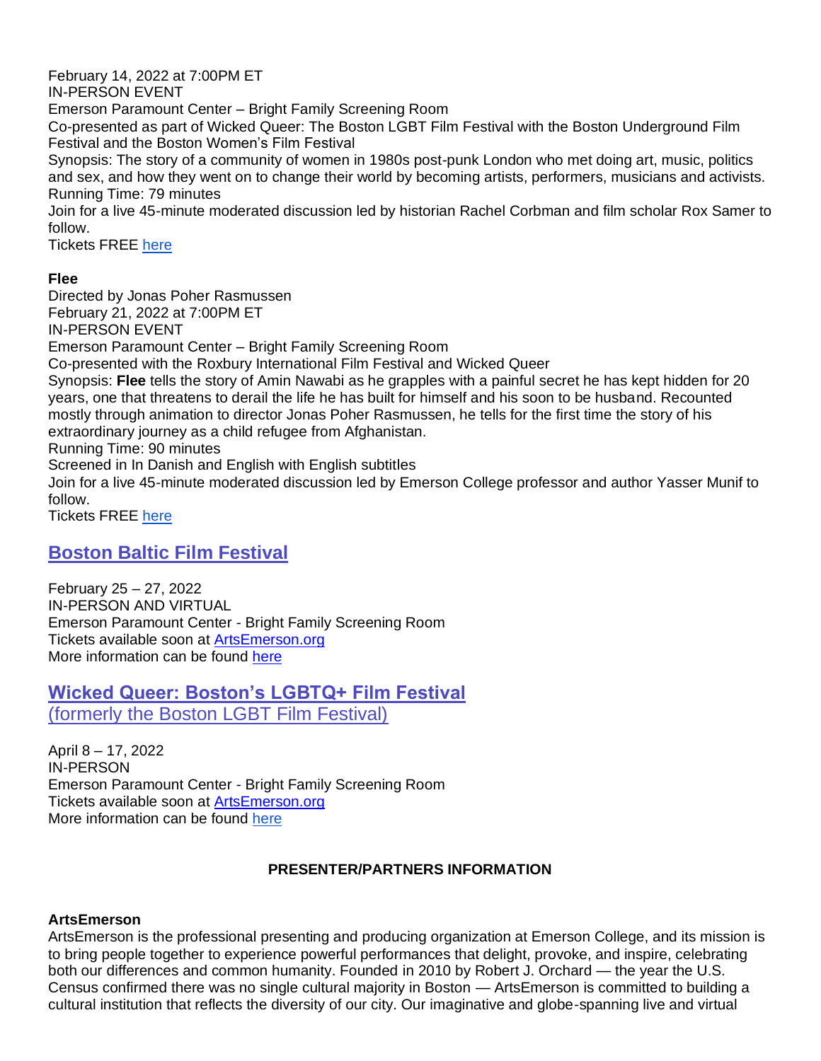February 14, 2022 at 7:00PM ET
IN-PERSON EVENT
Emerson Paramount Center – Bright Family Screening Room
Co-presented as part of Wicked Queer: The Boston LGBT Film Festival with the Boston Underground Film Festival and the Boston Women's Film Festival
Synopsis: The story of a community of women in 1980s post-punk London who met doing art, music, politics and sex, and how they went on to change their world by becoming artists, performers, musicians and activists.
Running Time: 79 minutes
Join for a live 45-minute moderated discussion led by historian Rachel Corbman and film scholar Rox Samer to follow.
Tickets FREE [here]

**Flee**
Directed by Jonas Poher Rasmussen
February 21, 2022 at 7:00PM ET
IN-PERSON EVENT
Emerson Paramount Center – Bright Family Screening Room
Co-presented with the Roxbury International Film Festival and Wicked Queer
Synopsis: **Flee** tells the story of Amin Nawabi as he grapples with a painful secret he has kept hidden for 20 years, one that threatens to derail the life he has built for himself and his soon to be husband. Recounted mostly through animation to director Jonas Poher Rasmussen, he tells for the first time the story of his extraordinary journey as a child refugee from Afghanistan.
Running Time: 90 minutes
Screened in In Danish and English with English subtitles
Join for a live 45-minute moderated discussion led by Emerson College professor and author Yasser Munif to follow.
Tickets FREE [here]

## Boston Baltic Film Festival

February 25 – 27, 2022
IN-PERSON AND VIRTUAL
Emerson Paramount Center - Bright Family Screening Room
Tickets available soon at ArtsEmerson.org
More information can be found [here]

## Wicked Queer: Boston's LGBTQ+ Film Festival
(formerly the Boston LGBT Film Festival)

April 8 – 17, 2022
IN-PERSON
Emerson Paramount Center - Bright Family Screening Room
Tickets available soon at ArtsEmerson.org
More information can be found [here]

**PRESENTER/PARTNERS INFORMATION**

**ArtsEmerson**
ArtsEmerson is the professional presenting and producing organization at Emerson College, and its mission is to bring people together to experience powerful performances that delight, provoke, and inspire, celebrating both our differences and common humanity. Founded in 2010 by Robert J. Orchard — the year the U.S. Census confirmed there was no single cultural majority in Boston — ArtsEmerson is committed to building a cultural institution that reflects the diversity of our city. Our imaginative and globe-spanning live and virtual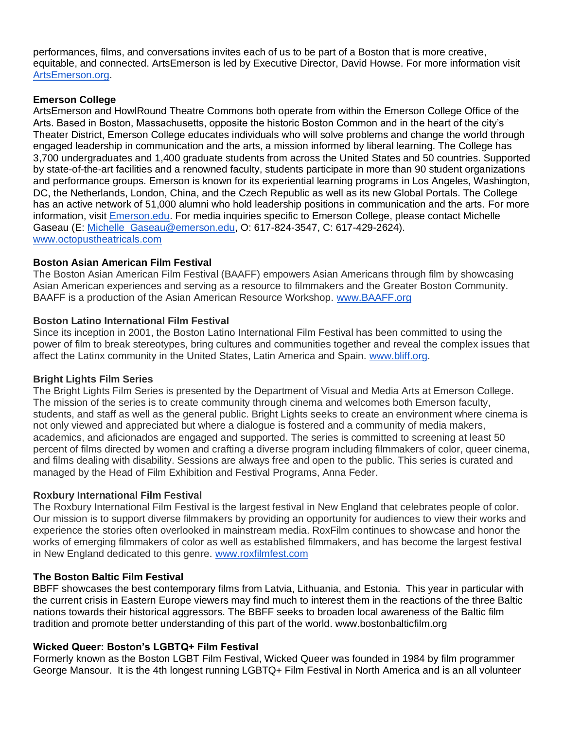performances, films, and conversations invites each of us to be part of a Boston that is more creative, equitable, and connected. ArtsEmerson is led by Executive Director, David Howse. For more information visit ArtsEmerson.org.

**Emerson College**

ArtsEmerson and HowlRound Theatre Commons both operate from within the Emerson College Office of the Arts. Based in Boston, Massachusetts, opposite the historic Boston Common and in the heart of the city's Theater District, Emerson College educates individuals who will solve problems and change the world through engaged leadership in communication and the arts, a mission informed by liberal learning. The College has 3,700 undergraduates and 1,400 graduate students from across the United States and 50 countries. Supported by state-of-the-art facilities and a renowned faculty, students participate in more than 90 student organizations and performance groups. Emerson is known for its experiential learning programs in Los Angeles, Washington, DC, the Netherlands, London, China, and the Czech Republic as well as its new Global Portals. The College has an active network of 51,000 alumni who hold leadership positions in communication and the arts. For more information, visit Emerson.edu. For media inquiries specific to Emerson College, please contact Michelle Gaseau (E: Michelle_Gaseau@emerson.edu, O: 617-824-3547, C: 617-429-2624).
www.octopustheatricals.com

**Boston Asian American Film Festival**

The Boston Asian American Film Festival (BAAFF) empowers Asian Americans through film by showcasing Asian American experiences and serving as a resource to filmmakers and the Greater Boston Community. BAAFF is a production of the Asian American Resource Workshop. www.BAAFF.org

**Boston Latino International Film Festival**

Since its inception in 2001, the Boston Latino International Film Festival has been committed to using the power of film to break stereotypes, bring cultures and communities together and reveal the complex issues that affect the Latinx community in the United States, Latin America and Spain. www.bliff.org.

**Bright Lights Film Series**

The Bright Lights Film Series is presented by the Department of Visual and Media Arts at Emerson College. The mission of the series is to create community through cinema and welcomes both Emerson faculty, students, and staff as well as the general public. Bright Lights seeks to create an environment where cinema is not only viewed and appreciated but where a dialogue is fostered and a community of media makers, academics, and aficionados are engaged and supported. The series is committed to screening at least 50 percent of films directed by women and crafting a diverse program including filmmakers of color, queer cinema, and films dealing with disability. Sessions are always free and open to the public. This series is curated and managed by the Head of Film Exhibition and Festival Programs, Anna Feder.

**Roxbury International Film Festival**

The Roxbury International Film Festival is the largest festival in New England that celebrates people of color. Our mission is to support diverse filmmakers by providing an opportunity for audiences to view their works and experience the stories often overlooked in mainstream media. RoxFilm continues to showcase and honor the works of emerging filmmakers of color as well as established filmmakers, and has become the largest festival in New England dedicated to this genre. www.roxfilmfest.com

**The Boston Baltic Film Festival**

BBFF showcases the best contemporary films from Latvia, Lithuania, and Estonia. This year in particular with the current crisis in Eastern Europe viewers may find much to interest them in the reactions of the three Baltic nations towards their historical aggressors. The BBFF seeks to broaden local awareness of the Baltic film tradition and promote better understanding of this part of the world. www.bostonbalticfilm.org

**Wicked Queer: Boston's LGBTQ+ Film Festival**

Formerly known as the Boston LGBT Film Festival, Wicked Queer was founded in 1984 by film programmer George Mansour. It is the 4th longest running LGBTQ+ Film Festival in North America and is an all volunteer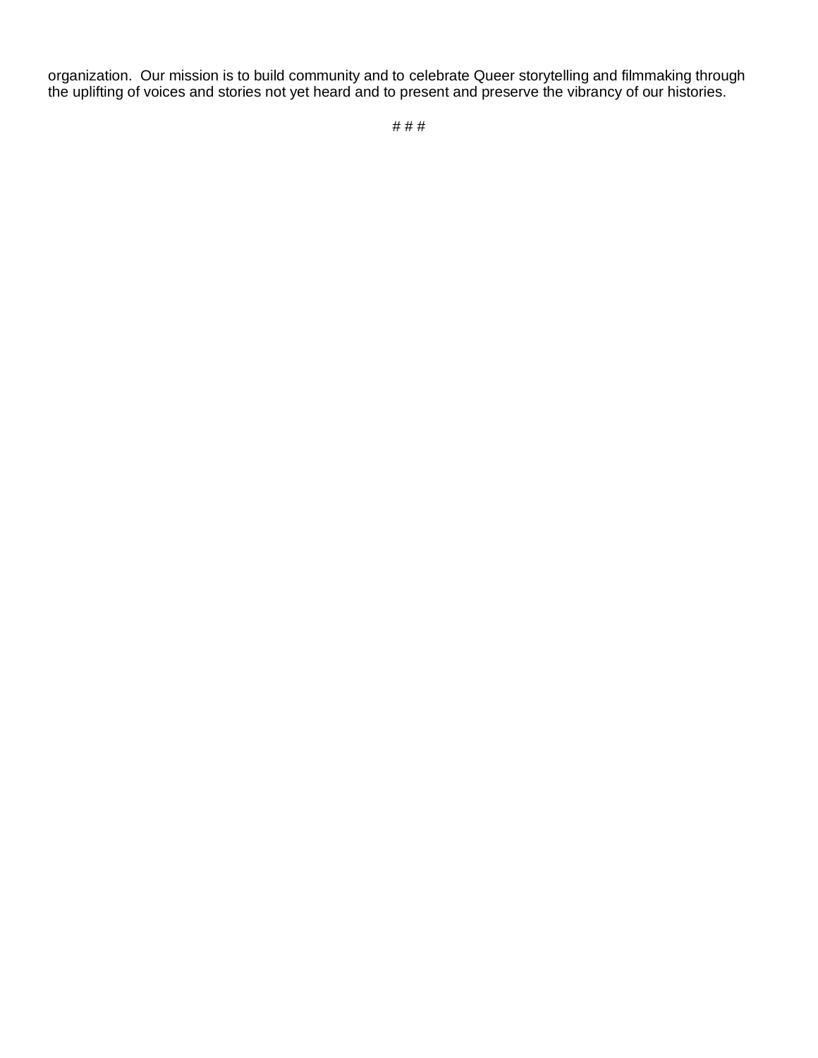organization.  Our mission is to build community and to celebrate Queer storytelling and filmmaking through the uplifting of voices and stories not yet heard and to present and preserve the vibrancy of our histories.

# # #